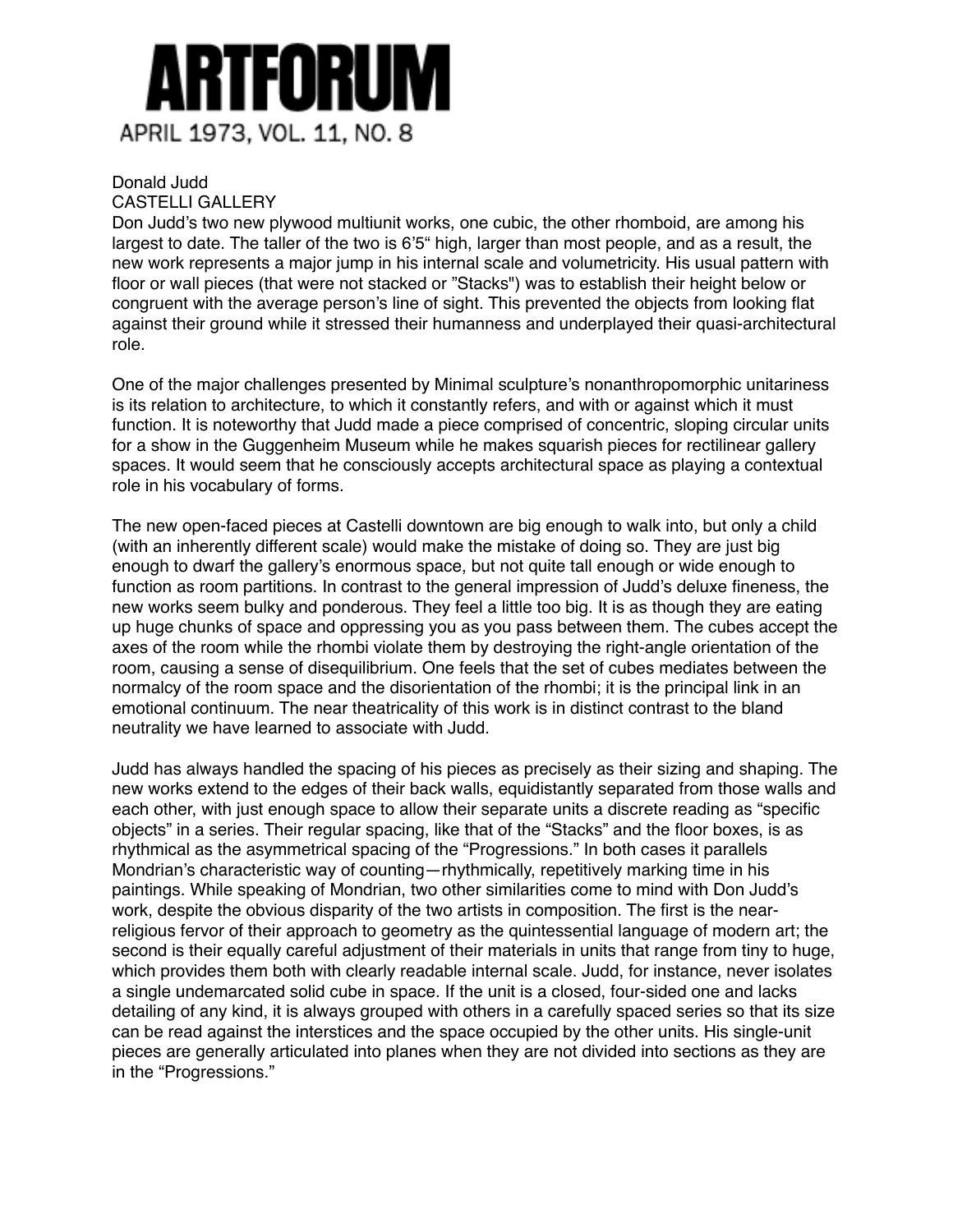# ARTFORUM

APRIL 1973, VOL. 11, NO. 8

Donald Judd
CASTELLI GALLERY

Don Judd's two new plywood multiunit works, one cubic, the other rhomboid, are among his largest to date. The taller of the two is 6'5" high, larger than most people, and as a result, the new work represents a major jump in his internal scale and volumetricity. His usual pattern with floor or wall pieces (that were not stacked or "Stacks") was to establish their height below or congruent with the average person's line of sight. This prevented the objects from looking flat against their ground while it stressed their humanness and underplayed their quasi-architectural role.

One of the major challenges presented by Minimal sculpture's nonanthropomorphic unitariness is its relation to architecture, to which it constantly refers, and with or against which it must function. It is noteworthy that Judd made a piece comprised of concentric, sloping circular units for a show in the Guggenheim Museum while he makes squarish pieces for rectilinear gallery spaces. It would seem that he consciously accepts architectural space as playing a contextual role in his vocabulary of forms.

The new open-faced pieces at Castelli downtown are big enough to walk into, but only a child (with an inherently different scale) would make the mistake of doing so. They are just big enough to dwarf the gallery's enormous space, but not quite tall enough or wide enough to function as room partitions. In contrast to the general impression of Judd's deluxe fineness, the new works seem bulky and ponderous. They feel a little too big. It is as though they are eating up huge chunks of space and oppressing you as you pass between them. The cubes accept the axes of the room while the rhombi violate them by destroying the right-angle orientation of the room, causing a sense of disequilibrium. One feels that the set of cubes mediates between the normalcy of the room space and the disorientation of the rhombi; it is the principal link in an emotional continuum. The near theatricality of this work is in distinct contrast to the bland neutrality we have learned to associate with Judd.

Judd has always handled the spacing of his pieces as precisely as their sizing and shaping. The new works extend to the edges of their back walls, equidistantly separated from those walls and each other, with just enough space to allow their separate units a discrete reading as "specific objects" in a series. Their regular spacing, like that of the "Stacks" and the floor boxes, is as rhythmical as the asymmetrical spacing of the "Progressions." In both cases it parallels Mondrian's characteristic way of counting—rhythmically, repetitively marking time in his paintings. While speaking of Mondrian, two other similarities come to mind with Don Judd's work, despite the obvious disparity of the two artists in composition. The first is the near-religious fervor of their approach to geometry as the quintessential language of modern art; the second is their equally careful adjustment of their materials in units that range from tiny to huge, which provides them both with clearly readable internal scale. Judd, for instance, never isolates a single undemarcated solid cube in space. If the unit is a closed, four-sided one and lacks detailing of any kind, it is always grouped with others in a carefully spaced series so that its size can be read against the interstices and the space occupied by the other units. His single-unit pieces are generally articulated into planes when they are not divided into sections as they are in the "Progressions."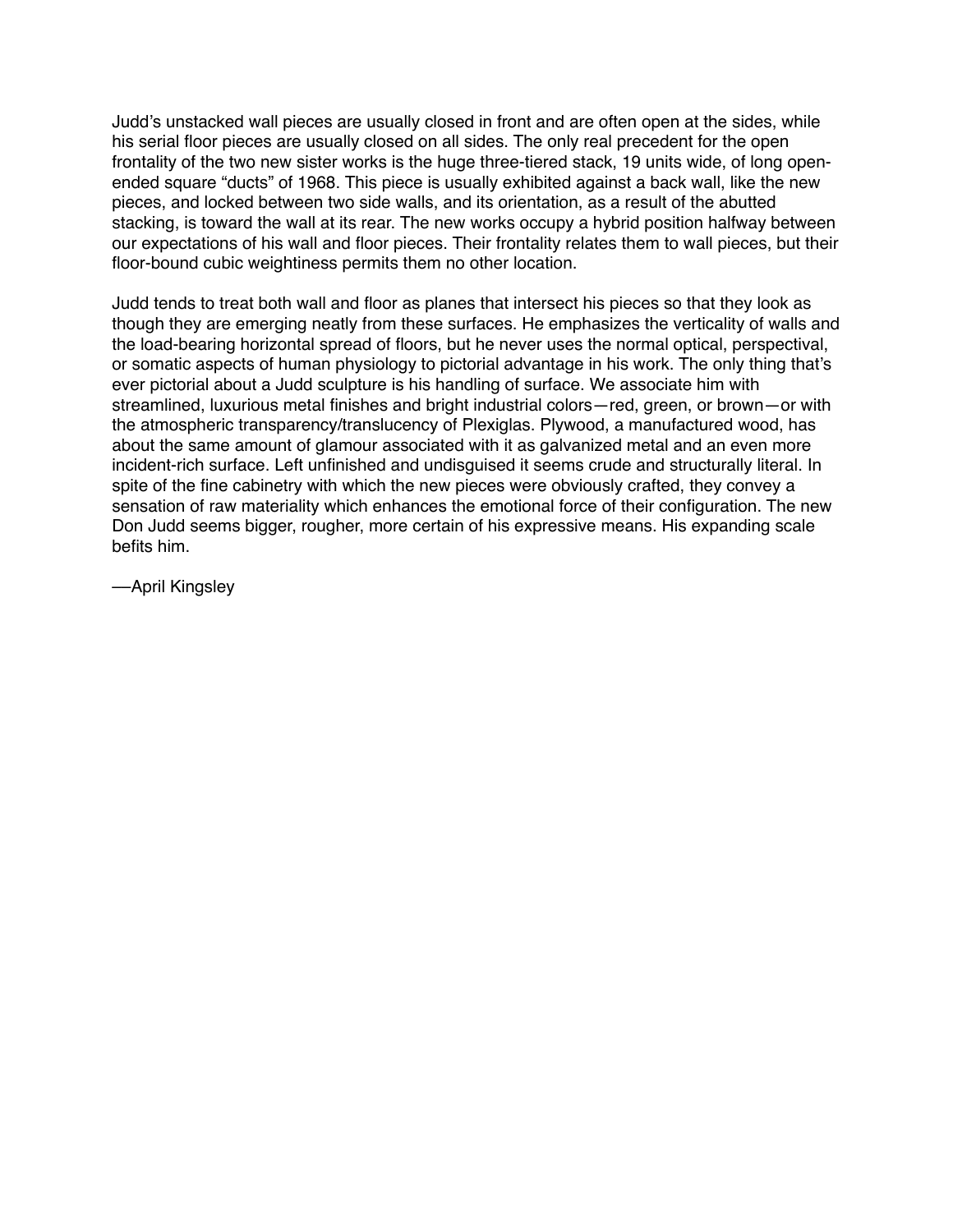Judd's unstacked wall pieces are usually closed in front and are often open at the sides, while his serial floor pieces are usually closed on all sides. The only real precedent for the open frontality of the two new sister works is the huge three-tiered stack, 19 units wide, of long open-ended square "ducts" of 1968. This piece is usually exhibited against a back wall, like the new pieces, and locked between two side walls, and its orientation, as a result of the abutted stacking, is toward the wall at its rear. The new works occupy a hybrid position halfway between our expectations of his wall and floor pieces. Their frontality relates them to wall pieces, but their floor-bound cubic weightiness permits them no other location.

Judd tends to treat both wall and floor as planes that intersect his pieces so that they look as though they are emerging neatly from these surfaces. He emphasizes the verticality of walls and the load-bearing horizontal spread of floors, but he never uses the normal optical, perspectival, or somatic aspects of human physiology to pictorial advantage in his work. The only thing that's ever pictorial about a Judd sculpture is his handling of surface. We associate him with streamlined, luxurious metal finishes and bright industrial colors—red, green, or brown—or with the atmospheric transparency/translucency of Plexiglas. Plywood, a manufactured wood, has about the same amount of glamour associated with it as galvanized metal and an even more incident-rich surface. Left unfinished and undisguised it seems crude and structurally literal. In spite of the fine cabinetry with which the new pieces were obviously crafted, they convey a sensation of raw materiality which enhances the emotional force of their configuration. The new Don Judd seems bigger, rougher, more certain of his expressive means. His expanding scale befits him.

—April Kingsley